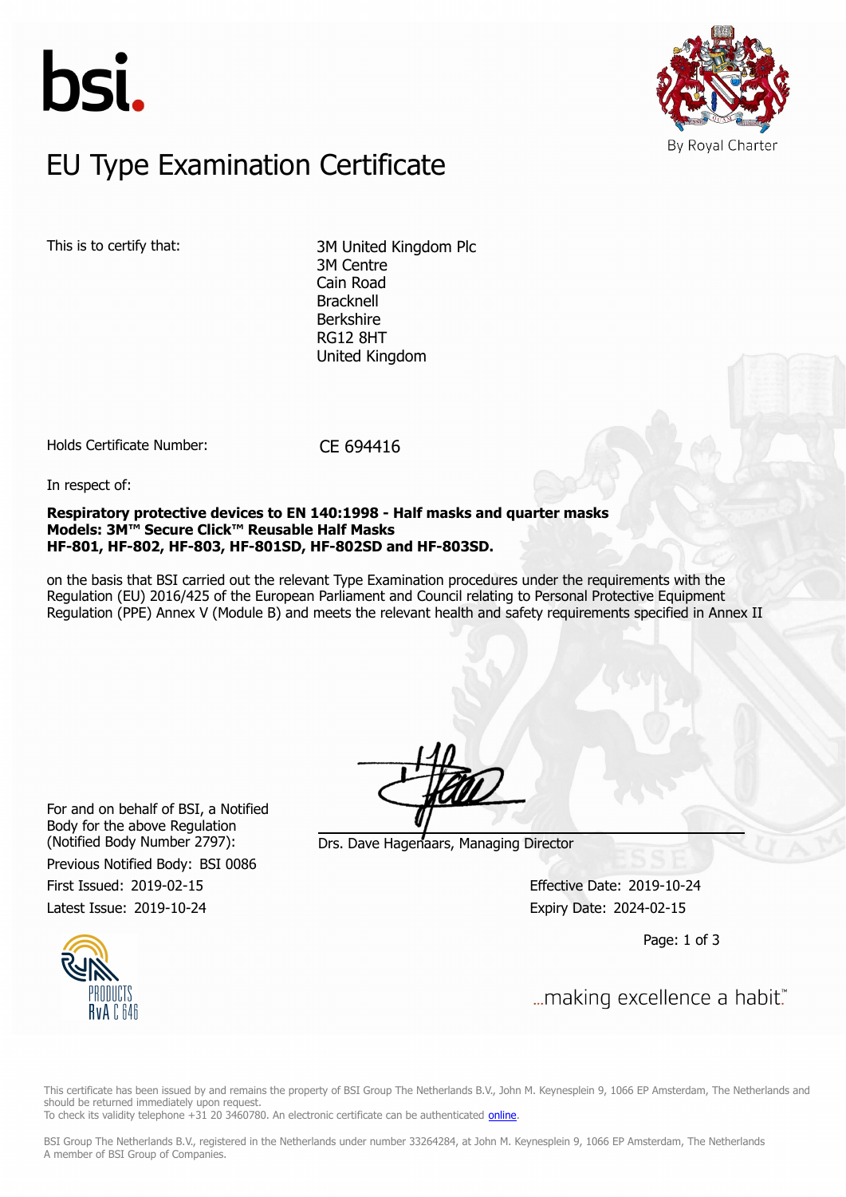# EU Type Examination Certificate

By Royal Charter

This is to certify that:

3M United Kingdom Plc
3M Centre
Cain Road
Bracknell
Berkshire
RG12 8HT
United Kingdom

Holds Certificate Number: CE 694416

In respect of:

**Respiratory protective devices to EN 140:1998 - Half masks and quarter masks**
**Models: 3M™ Secure Click™ Reusable Half Masks**
**HF-801, HF-802, HF-803, HF-801SD, HF-802SD and HF-803SD.**

on the basis that BSI carried out the relevant Type Examination procedures under the requirements with the Regulation (EU) 2016/425 of the European Parliament and Council relating to Personal Protective Equipment Regulation (PPE) Annex V (Module B) and meets the relevant health and safety requirements specified in Annex II

For and on behalf of BSI, a Notified Body for the above Regulation (Notified Body Number 2797):

Drs. Dave Hagenaars, Managing Director

Previous Notified Body: BSI 0086

First Issued: 2019-02-15

Latest Issue: 2019-10-24

Effective Date: 2019-10-24

Expiry Date: 2024-02-15

PRODUCTS RvA C 646

...making excellence a habit.™

This certificate has been issued by and remains the property of BSI Group The Netherlands B.V., John M. Keynesplein 9, 1066 EP Amsterdam, The Netherlands and should be returned immediately upon request.
To check its validity telephone +31 20 3460780. An electronic certificate can be authenticated online.

BSI Group The Netherlands B.V., registered in the Netherlands under number 33264284, at John M. Keynesplein 9, 1066 EP Amsterdam, The Netherlands
A member of BSI Group of Companies.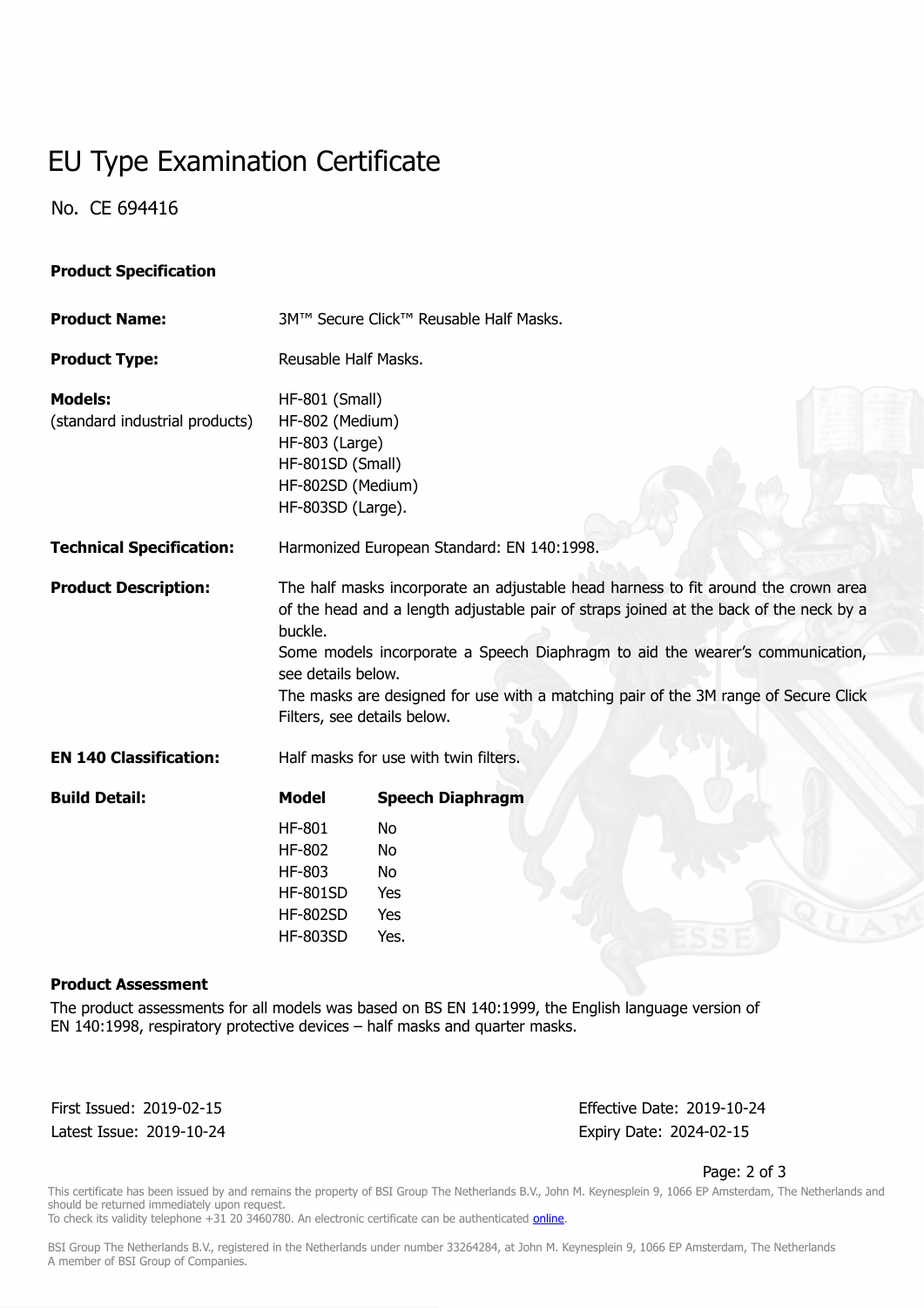# EU Type Examination Certificate

No. CE 694416

**Product Specification**

**Product Name:** 3M™ Secure Click™ Reusable Half Masks.

**Product Type:** Reusable Half Masks.

**Models:**
(standard industrial products)

HF-801 (Small)
HF-802 (Medium)
HF-803 (Large)
HF-801SD (Small)
HF-802SD (Medium)
HF-803SD (Large).

**Technical Specification:** Harmonized European Standard: EN 140:1998.

**Product Description:** The half masks incorporate an adjustable head harness to fit around the crown area of the head and a length adjustable pair of straps joined at the back of the neck by a buckle.
Some models incorporate a Speech Diaphragm to aid the wearer's communication, see details below.
The masks are designed for use with a matching pair of the 3M range of Secure Click Filters, see details below.

**EN 140 Classification:** Half masks for use with twin filters.

**Build Detail:**

| Model | Speech Diaphragm |
| --- | --- |
| HF-801 | No |
| HF-802 | No |
| HF-803 | No |
| HF-801SD | Yes |
| HF-802SD | Yes |
| HF-803SD | Yes. |

**Product Assessment**

The product assessments for all models was based on BS EN 140:1999, the English language version of EN 140:1998, respiratory protective devices – half masks and quarter masks.

First Issued: 2019-02-15
Latest Issue: 2019-10-24

Effective Date: 2019-10-24
Expiry Date: 2024-02-15

This certificate has been issued by and remains the property of BSI Group The Netherlands B.V., John M. Keynesplein 9, 1066 EP Amsterdam, The Netherlands and should be returned immediately upon request.
To check its validity telephone +31 20 3460780. An electronic certificate can be authenticated online.

BSI Group The Netherlands B.V., registered in the Netherlands under number 33264284, at John M. Keynesplein 9, 1066 EP Amsterdam, The Netherlands
A member of BSI Group of Companies.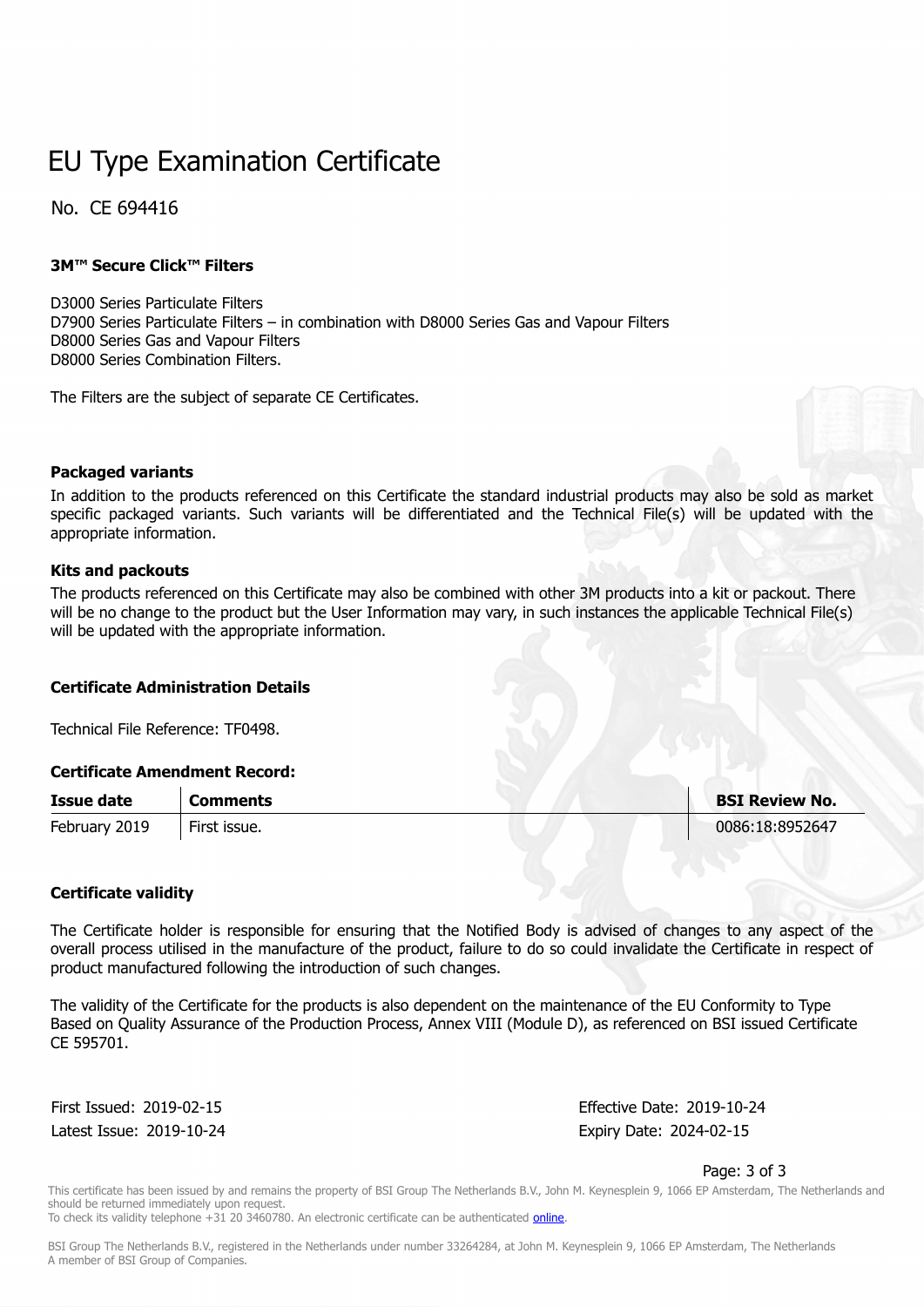# EU Type Examination Certificate

No. CE 694416

**3M™ Secure Click™ Filters**

D3000 Series Particulate Filters
D7900 Series Particulate Filters – in combination with D8000 Series Gas and Vapour Filters
D8000 Series Gas and Vapour Filters
D8000 Series Combination Filters.

The Filters are the subject of separate CE Certificates.

### Packaged variants

In addition to the products referenced on this Certificate the standard industrial products may also be sold as market specific packaged variants. Such variants will be differentiated and the Technical File(s) will be updated with the appropriate information.

### Kits and packouts

The products referenced on this Certificate may also be combined with other 3M products into a kit or packout. There will be no change to the product but the User Information may vary, in such instances the applicable Technical File(s) will be updated with the appropriate information.

### Certificate Administration Details

Technical File Reference: TF0498.

### Certificate Amendment Record:

| Issue date | Comments | BSI Review No. |
|---|---|---|
| February 2019 | First issue. | 0086:18:8952647 |

### Certificate validity

The Certificate holder is responsible for ensuring that the Notified Body is advised of changes to any aspect of the overall process utilised in the manufacture of the product, failure to do so could invalidate the Certificate in respect of product manufactured following the introduction of such changes.

The validity of the Certificate for the products is also dependent on the maintenance of the EU Conformity to Type Based on Quality Assurance of the Production Process, Annex VIII (Module D), as referenced on BSI issued Certificate CE 595701.

First Issued: 2019-02-15
Latest Issue: 2019-10-24

Effective Date: 2019-10-24
Expiry Date: 2024-02-15

This certificate has been issued by and remains the property of BSI Group The Netherlands B.V., John M. Keynesplein 9, 1066 EP Amsterdam, The Netherlands and should be returned immediately upon request.
To check its validity telephone +31 20 3460780. An electronic certificate can be authenticated online.

BSI Group The Netherlands B.V., registered in the Netherlands under number 33264284, at John M. Keynesplein 9, 1066 EP Amsterdam, The Netherlands
A member of BSI Group of Companies.